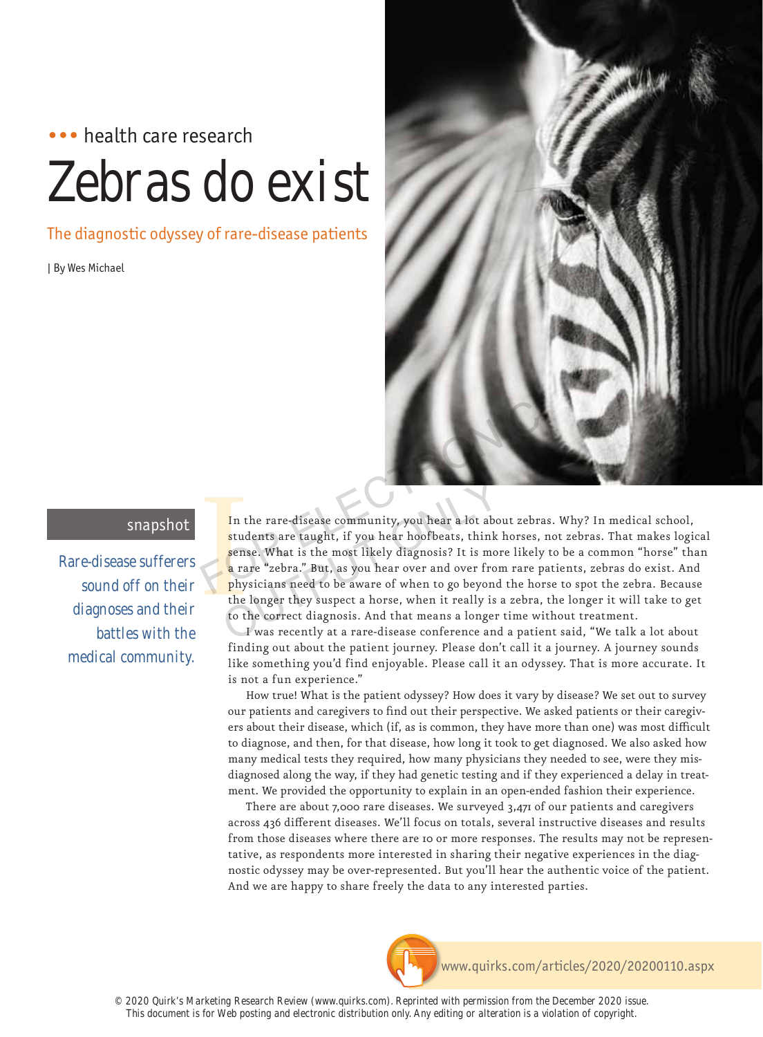••• health care research

# Zebras do exist

## The diagnostic odyssey of rare-disease patients

| By Wes Michael

**snapshot**

Rare-disease sufferers sound off on their diagnoses and their battles with the medical community.

In the rare-disease community, you hear a lot about zebras. Why? In medical school, students are taught, if you hear hoofbeats, think horses, not zebras. That makes logical sense. What is the most likely diagnosis? It is more likely to be a common "horse" than a rare "zebra." But, as you hear over and over from rare patients, zebras do exist. And physicians need to be aware of when to go beyond the horse to spot the zebra. Because the longer they suspect a horse, when it really is a zebra, the longer it will take to get to the correct diagnosis. And that means a longer time without treatment.

I was recently at a rare-disease conference and a patient said, "We talk a lot about finding out about the patient journey. Please don't call it a journey. A journey sounds like something you'd find enjoyable. Please call it an odyssey. That is more accurate. It is not a fun experience."

How true! What is the patient odyssey? How does it vary by disease? We set out to survey our patients and caregivers to find out their perspective. We asked patients or their caregivers about their disease, which (if, as is common, they have more than one) was most difficult to diagnose, and then, for that disease, how long it took to get diagnosed. We also asked how many medical tests they required, how many physicians they needed to see, were they misdiagnosed along the way, if they had genetic testing and if they experienced a delay in treatment. We provided the opportunity to explain in an open-ended fashion their experience.

There are about 7,000 rare diseases. We surveyed 3,471 of our patients and caregivers across 436 different diseases. We'll focus on totals, several instructive diseases and results from those diseases where there are 10 or more responses. The results may not be representative, as respondents more interested in sharing their negative experiences in the diagnostic odyssey may be over-represented. But you'll hear the authentic voice of the patient. And we are happy to share freely the data to any interested parties.

www.quirks.com/articles/2020/20200110.aspx

© 2020 Quirk's Marketing Research Review (www.quirks.com). Reprinted with permission from the December 2020 issue. This document is for Web posting and electronic distribution only. Any editing or alteration is a violation of copyright.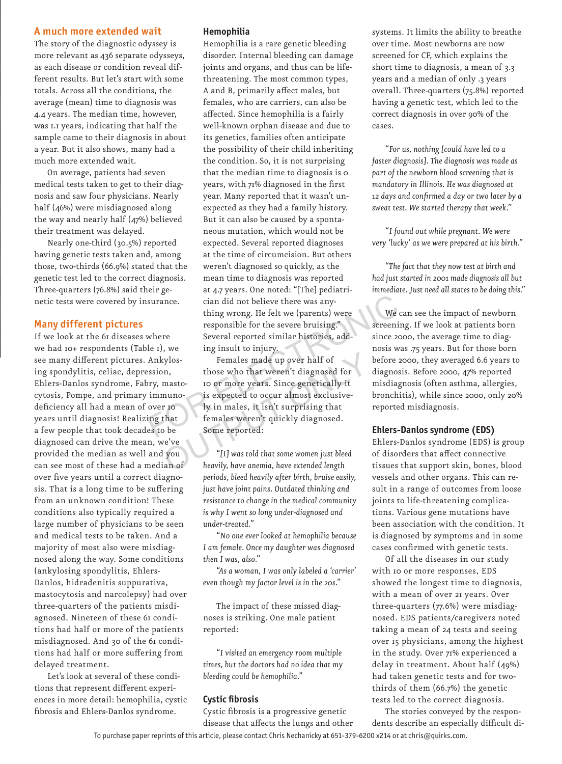## A much more extended wait

The story of the diagnostic odyssey is more relevant as 436 separate odysseys, as each disease or condition reveal different results. But let's start with some totals. Across all the conditions, the average (mean) time to diagnosis was 4.4 years. The median time, however, was 1.1 years, indicating that half the sample came to their diagnosis in about a year. But it also shows, many had a much more extended wait.

On average, patients had seven medical tests taken to get to their diagnosis and saw four physicians. Nearly half (46%) were misdiagnosed along the way and nearly half (47%) believed their treatment was delayed.

Nearly one-third (30.5%) reported having genetic tests taken and, among those, two-thirds (66.9%) stated that the genetic test led to the correct diagnosis. Three-quarters (76.8%) said their genetic tests were covered by insurance.

## Many different pictures

If we look at the 61 diseases where we had 10+ respondents (Table 1), we see many different pictures. Ankylosing spondylitis, celiac, depression, Ehlers-Danlos syndrome, Fabry, mastocytosis, Pompe, and primary immunodeficiency all had a mean of over 10 years until diagnosis! Realizing that a few people that took decades to be diagnosed can drive the mean, we've provided the median as well and you can see most of these had a median of over five years until a correct diagnosis. That is a long time to be suffering from an unknown condition! These conditions also typically required a large number of physicians to be seen and medical tests to be taken. And a majority of most also were misdiagnosed along the way. Some conditions (ankylosing spondylitis, Ehlers-Danlos, hidradenitis suppurativa, mastocytosis and narcolepsy) had over three-quarters of the patients misdiagnosed. Nineteen of these 61 conditions had half or more of the patients misdiagnosed. And 30 of the 61 conditions had half or more suffering from delayed treatment.

Let's look at several of these conditions that represent different experiences in more detail: hemophilia, cystic fibrosis and Ehlers-Danlos syndrome.

### Hemophilia

Hemophilia is a rare genetic bleeding disorder. Internal bleeding can damage joints and organs, and thus can be life-threatening. The most common types, A and B, primarily affect males, but females, who are carriers, can also be affected. Since hemophilia is a fairly well-known orphan disease and due to its genetics, families often anticipate the possibility of their child inheriting the condition. So, it is not surprising that the median time to diagnosis is 0 years, with 71% diagnosed in the first year. Many reported that it wasn't unexpected as they had a family history. But it can also be caused by a spontaneous mutation, which would not be expected. Several reported diagnoses at the time of circumcision. But others weren't diagnosed so quickly, as the mean time to diagnosis was reported at 4.7 years. One noted: "[The] pediatrician did not believe there was anything wrong. He felt we (parents) were responsible for the severe bruising." Several reported similar histories, adding insult to injury.

Females made up over half of those who that weren't diagnosed for 10 or more years. Since genetically it is expected to occur almost exclusively in males, it isn't surprising that females weren't quickly diagnosed. Some reported:

*"[I] was told that some women just bleed heavily, have anemia, have extended length periods, bleed heavily after birth, bruise easily, just have joint pains. Outdated thinking and resistance to change in the medical community is why I went so long under-diagnosed and under-treated."*

*"No one ever looked at hemophilia because I am female. Once my daughter was diagnosed then I was, also."*

*"As a woman, I was only labeled a 'carrier' even though my factor level is in the 20s."*

The impact of these missed diagnoses is striking. One male patient reported:

*"I visited an emergency room multiple times, but the doctors had no idea that my bleeding could be hemophilia."*

### Cystic fibrosis

Cystic fibrosis is a progressive genetic disease that affects the lungs and other systems. It limits the ability to breathe over time. Most newborns are now screened for CF, which explains the short time to diagnosis, a mean of 3.3 years and a median of only .3 years overall. Three-quarters (75.8%) reported having a genetic test, which led to the correct diagnosis in over 90% of the cases.

*"For us, nothing [could have led to a faster diagnosis]. The diagnosis was made as part of the newborn blood screening that is mandatory in Illinois. He was diagnosed at 12 days and confirmed a day or two later by a sweat test. We started therapy that week."*

*"I found out while pregnant. We were very 'lucky' as we were prepared at his birth."*

*"The fact that they now test at birth and had just started in 2001 made diagnosis all but immediate. Just need all states to be doing this."*

We can see the impact of newborn screening. If we look at patients born since 2000, the average time to diagnosis was .75 years. But for those born before 2000, they averaged 6.6 years to diagnosis. Before 2000, 47% reported misdiagnosis (often asthma, allergies, bronchitis), while since 2000, only 20% reported misdiagnosis.

### Ehlers-Danlos syndrome (EDS)

Ehlers-Danlos syndrome (EDS) is group of disorders that affect connective tissues that support skin, bones, blood vessels and other organs. This can result in a range of outcomes from loose joints to life-threatening complications. Various gene mutations have been association with the condition. It is diagnosed by symptoms and in some cases confirmed with genetic tests.

Of all the diseases in our study with 10 or more responses, EDS showed the longest time to diagnosis, with a mean of over 21 years. Over three-quarters (77.6%) were misdiagnosed. EDS patients/caregivers noted taking a mean of 24 tests and seeing over 15 physicians, among the highest in the study. Over 71% experienced a delay in treatment. About half (49%) had taken genetic tests and for two-thirds of them (66.7%) the genetic tests led to the correct diagnosis.

The stories conveyed by the respondents describe an especially difficult di-

To purchase paper reprints of this article, please contact Chris Nechanicky at 651-379-6200 x214 or at chris@quirks.com.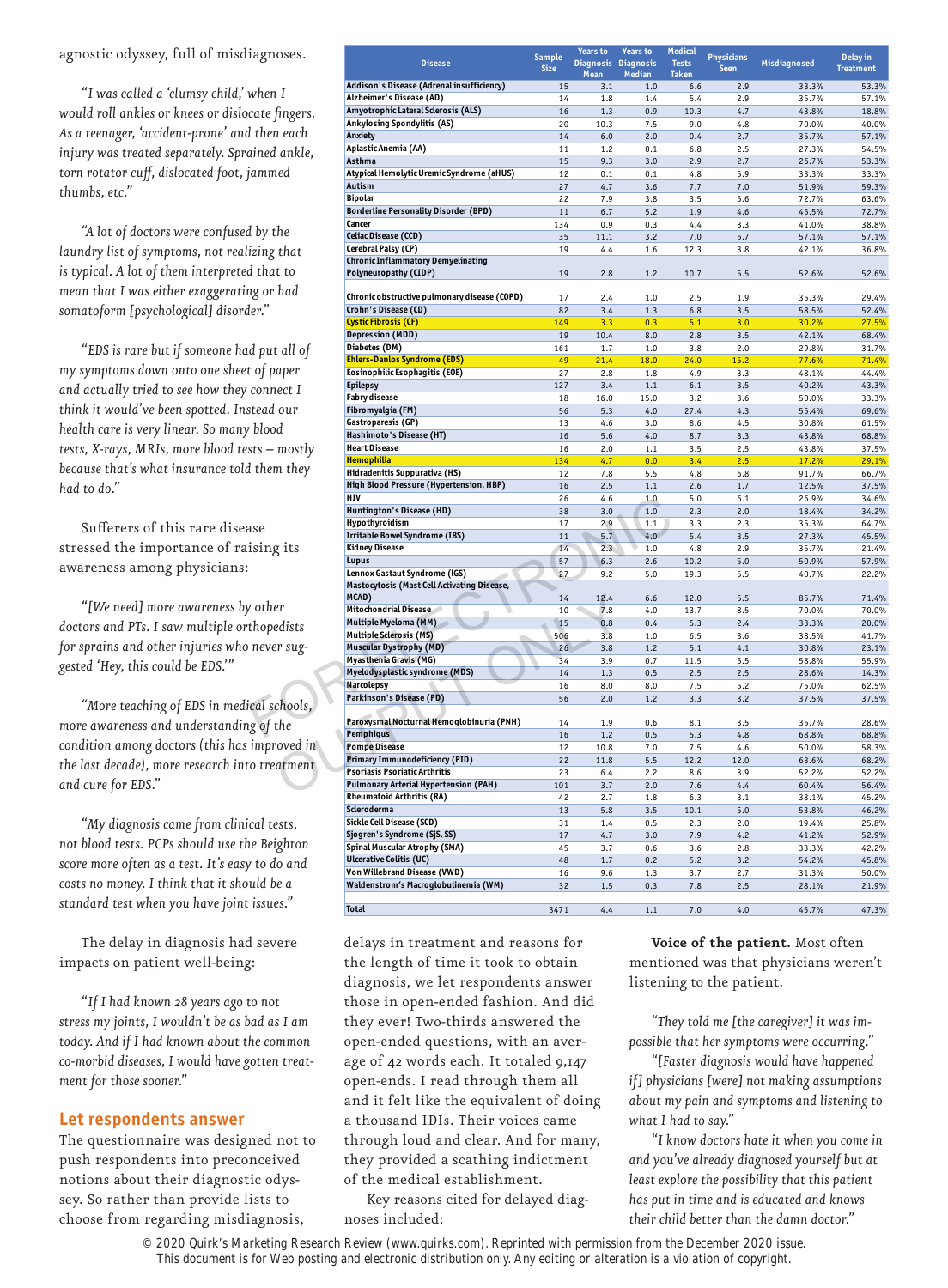agnostic odyssey, full of misdiagnoses.

*"I was called a 'clumsy child,' when I would roll ankles or knees or dislocate fingers. As a teenager, 'accident-prone' and then each injury was treated separately. Sprained ankle, torn rotator cuff, dislocated foot, jammed thumbs, etc."*

*"A lot of doctors were confused by the laundry list of symptoms, not realizing that is typical. A lot of them interpreted that to mean that I was either exaggerating or had somatoform [psychological] disorder."*

*"EDS is rare but if someone had put all of my symptoms down onto one sheet of paper and actually tried to see how they connect I think it would've been spotted. Instead our health care is very linear. So many blood tests, X-rays, MRIs, more blood tests – mostly because that's what insurance told them they had to do."*

Sufferers of this rare disease stressed the importance of raising its awareness among physicians:

*"[We need] more awareness by other doctors and PTs. I saw multiple orthopedists for sprains and other injuries who never suggested 'Hey, this could be EDS.'"*

*"More teaching of EDS in medical schools, more awareness and understanding of the condition among doctors (this has improved in the last decade), more research into treatment and cure for EDS."*

*"My diagnosis came from clinical tests, not blood tests. PCPs should use the Beighton score more often as a test. It's easy to do and costs no money. I think that it should be a standard test when you have joint issues."*

The delay in diagnosis had severe impacts on patient well-being:

*"If I had known 28 years ago to not stress my joints, I wouldn't be as bad as I am today. And if I had known about the common co-morbid diseases, I would have gotten treatment for those sooner."*

| Disease | Sample Size | Years to Diagnosis Mean | Years to Diagnosis Median | Medical Tests Taken | Physicians Seen | Misdiagnosed | Delay in Treatment |
|---|---|---|---|---|---|---|---|
| Addison's Disease (Adrenal insufficiency) | 15 | 3.1 | 1.0 | 6.6 | 2.9 | 33.3% | 53.3% |
| Alzheimer's Disease (AD) | 14 | 1.8 | 1.4 | 5.4 | 2.9 | 35.7% | 57.1% |
| Amyotrophic Lateral Sclerosis (ALS) | 16 | 1.3 | 0.9 | 10.3 | 4.7 | 43.8% | 18.8% |
| Ankylosing Spondylitis (AS) | 20 | 10.3 | 7.5 | 9.0 | 4.8 | 70.0% | 40.0% |
| Anxiety | 14 | 6.0 | 2.0 | 0.4 | 2.7 | 35.7% | 57.1% |
| Aplastic Anemia (AA) | 11 | 1.2 | 0.1 | 6.8 | 2.5 | 27.3% | 54.5% |
| Asthma | 15 | 9.3 | 3.0 | 2.9 | 2.7 | 26.7% | 53.3% |
| Atypical Hemolytic Uremic Syndrome (aHUS) | 12 | 0.1 | 0.1 | 4.8 | 5.9 | 33.3% | 33.3% |
| Autism | 27 | 4.7 | 3.6 | 7.7 | 7.0 | 51.9% | 59.3% |
| Bipolar | 22 | 7.9 | 3.8 | 3.5 | 5.6 | 72.7% | 63.6% |
| Borderline Personality Disorder (BPD) | 11 | 6.7 | 5.2 | 1.9 | 4.6 | 45.5% | 72.7% |
| Cancer | 134 | 0.9 | 0.3 | 4.4 | 3.3 | 41.0% | 38.8% |
| Celiac Disease (CCD) | 35 | 11.1 | 3.2 | 7.0 | 5.7 | 57.1% | 57.1% |
| Cerebral Palsy (CP) | 19 | 4.4 | 1.6 | 12.3 | 3.8 | 42.1% | 36.8% |
| Chronic Inflammatory Demyelinating Polyneuropathy (CIDP) | 19 | 2.8 | 1.2 | 10.7 | 5.5 | 52.6% | 52.6% |
| Chronic obstructive pulmonary disease (COPD) | 17 | 2.4 | 1.0 | 2.5 | 1.9 | 35.3% | 29.4% |
| Crohn's Disease (CD) | 82 | 3.4 | 1.3 | 6.8 | 3.5 | 58.5% | 52.4% |
| Cystic Fibrosis (CF) | 149 | 3.3 | 0.3 | 5.1 | 3.0 | 30.2% | 27.5% |
| Depression (MDD) | 19 | 10.4 | 8.0 | 2.8 | 3.5 | 42.1% | 68.4% |
| Diabetes (DM) | 161 | 1.7 | 1.0 | 3.8 | 2.0 | 29.8% | 31.7% |
| Ehlers-Danlos Syndrome (EDS) | 49 | 21.4 | 18.0 | 24.0 | 15.2 | 77.6% | 71.4% |
| Eosinophilic Esophagitis (EOE) | 27 | 2.8 | 1.8 | 4.9 | 3.3 | 48.1% | 44.4% |
| Epilepsy | 127 | 3.4 | 1.1 | 6.1 | 3.5 | 40.2% | 43.3% |
| Fabry disease | 18 | 16.0 | 15.0 | 3.2 | 3.6 | 50.0% | 33.3% |
| Fibromyalgia (FM) | 56 | 5.3 | 4.0 | 27.4 | 4.3 | 55.4% | 69.6% |
| Gastroparesis (GP) | 13 | 4.6 | 3.0 | 8.6 | 4.5 | 30.8% | 61.5% |
| Hashimoto's Disease (HT) | 16 | 5.6 | 4.0 | 8.7 | 3.3 | 43.8% | 68.8% |
| Heart Disease | 16 | 2.0 | 1.1 | 3.5 | 2.5 | 43.8% | 37.5% |
| Hemophilia | 134 | 4.7 | 0.0 | 3.4 | 2.5 | 17.2% | 29.1% |
| Hidradenitis Suppurativa (HS) | 12 | 7.8 | 5.5 | 4.8 | 6.8 | 91.7% | 66.7% |
| High Blood Pressure (Hypertension, HBP) | 16 | 2.5 | 1.1 | 2.6 | 1.7 | 12.5% | 37.5% |
| HIV | 26 | 4.6 | 1.0 | 5.0 | 6.1 | 26.9% | 34.6% |
| Huntington's Disease (HD) | 38 | 3.0 | 1.0 | 2.3 | 2.0 | 18.4% | 34.2% |
| Hypothyroidism | 17 | 2.9 | 1.1 | 3.3 | 2.3 | 35.3% | 64.7% |
| Irritable Bowel Syndrome (IBS) | 11 | 5.7 | 4.0 | 5.4 | 3.5 | 27.3% | 45.5% |
| Kidney Disease | 14 | 2.3 | 1.0 | 4.8 | 2.9 | 35.7% | 21.4% |
| Lupus | 57 | 6.3 | 2.6 | 10.2 | 5.0 | 50.9% | 57.9% |
| Lennox Gastaut Syndrome (LGS) | 27 | 9.2 | 5.0 | 19.3 | 5.5 | 40.7% | 22.2% |
| Mastocytosis (Mast Cell Activating Disease, MCAD) | 14 | 12.4 | 6.6 | 12.0 | 5.5 | 85.7% | 71.4% |
| Mitochondrial Disease | 10 | 7.8 | 4.0 | 13.7 | 8.5 | 70.0% | 70.0% |
| Multiple Myeloma (MM) | 15 | 0.8 | 0.4 | 5.3 | 2.4 | 33.3% | 20.0% |
| Multiple Sclerosis (MS) | 506 | 3.8 | 1.0 | 6.5 | 3.6 | 38.5% | 41.7% |
| Muscular Dystrophy (MD) | 26 | 3.8 | 1.2 | 5.1 | 4.1 | 30.8% | 23.1% |
| Myasthenia Gravis (MG) | 34 | 3.9 | 0.7 | 11.5 | 5.5 | 58.8% | 55.9% |
| Myelodysplastic syndrome (MDS) | 14 | 1.3 | 0.5 | 2.5 | 2.5 | 28.6% | 14.3% |
| Narcolepsy | 16 | 8.0 | 8.0 | 7.5 | 5.2 | 75.0% | 62.5% |
| Parkinson's Disease (PD) | 56 | 2.0 | 1.2 | 3.3 | 3.2 | 37.5% | 37.5% |
| Paroxysmal Nocturnal Hemoglobinuria (PNH) | 14 | 1.9 | 0.6 | 8.1 | 3.5 | 35.7% | 28.6% |
| Pemphigus | 16 | 1.2 | 0.5 | 5.3 | 4.8 | 68.8% | 68.8% |
| Pompe Disease | 12 | 10.8 | 7.0 | 7.5 | 4.6 | 50.0% | 58.3% |
| Primary Immunodeficiency (PID) | 22 | 11.8 | 5.5 | 12.2 | 12.0 | 63.6% | 68.2% |
| Psoriasis Psoriatic Arthritis | 23 | 6.4 | 2.2 | 8.6 | 3.9 | 52.2% | 52.2% |
| Pulmonary Arterial Hypertension (PAH) | 101 | 3.7 | 2.0 | 7.6 | 4.4 | 60.4% | 56.4% |
| Rheumatoid Arthritis (RA) | 42 | 2.7 | 1.8 | 6.3 | 3.1 | 38.1% | 45.2% |
| Scleroderma | 13 | 5.8 | 3.5 | 10.1 | 5.0 | 53.8% | 46.2% |
| Sickle Cell Disease (SCD) | 31 | 1.4 | 0.5 | 2.3 | 2.0 | 19.4% | 25.8% |
| Sjogren's Syndrome (SjS, SS) | 17 | 4.7 | 3.0 | 7.9 | 4.2 | 41.2% | 52.9% |
| Spinal Muscular Atrophy (SMA) | 45 | 3.7 | 0.6 | 3.6 | 2.8 | 33.3% | 42.2% |
| Ulcerative Colitis (UC) | 48 | 1.7 | 0.2 | 5.2 | 3.2 | 54.2% | 45.8% |
| Von Willebrand Disease (VWD) | 16 | 9.6 | 1.3 | 3.7 | 2.7 | 31.3% | 50.0% |
| Waldenstrom's Macroglobulinemia (WM) | 32 | 1.5 | 0.3 | 7.8 | 2.5 | 28.1% | 21.9% |
| Total | 3471 | 4.4 | 1.1 | 7.0 | 4.0 | 45.7% | 47.3% |

## Let respondents answer

The questionnaire was designed not to push respondents into preconceived notions about their diagnostic odyssey. So rather than provide lists to choose from regarding misdiagnosis, delays in treatment and reasons for the length of time it took to obtain diagnosis, we let respondents answer those in open-ended fashion. And did they ever! Two-thirds answered the open-ended questions, with an average of 42 words each. It totaled 9,147 open-ends. I read through them all and it felt like the equivalent of doing a thousand IDIs. Their voices came through loud and clear. And for many, they provided a scathing indictment of the medical establishment.

Key reasons cited for delayed diagnoses included:

**Voice of the patient.** Most often mentioned was that physicians weren't listening to the patient.

*"They told me [the caregiver] it was impossible that her symptoms were occurring."*

*"[Faster diagnosis would have happened if] physicians [were] not making assumptions about my pain and symptoms and listening to what I had to say."*

*"I know doctors hate it when you come in and you've already diagnosed yourself but at least explore the possibility that this patient has put in time and is educated and knows their child better than the damn doctor."*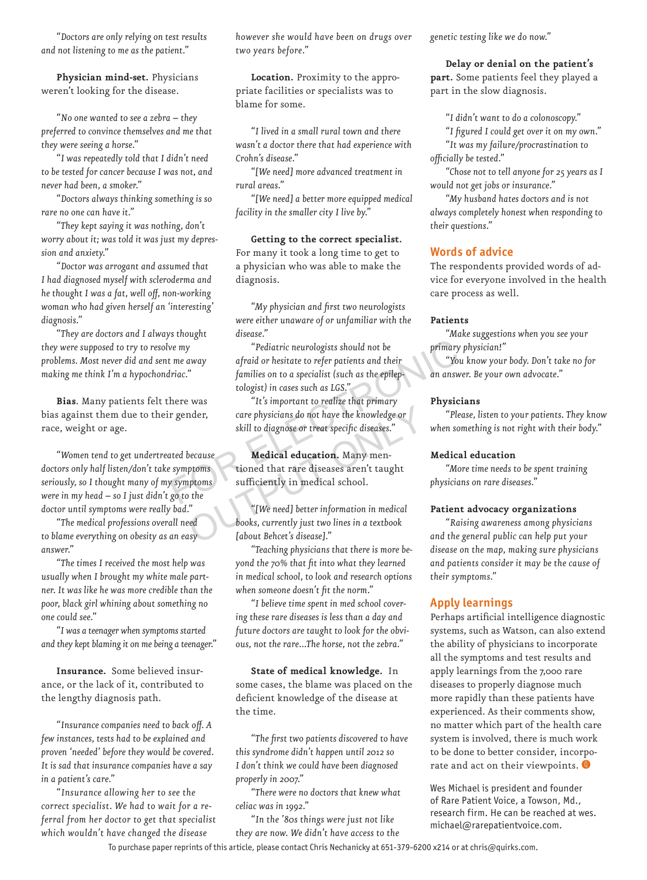*"Doctors are only relying on test results and not listening to me as the patient."*

**Physician mind-set.** Physicians weren't looking for the disease.

*"No one wanted to see a zebra – they preferred to convince themselves and me that they were seeing a horse."*

*"I was repeatedly told that I didn't need to be tested for cancer because I was not, and never had been, a smoker."*

*"Doctors always thinking something is so rare no one can have it."*

*"They kept saying it was nothing, don't worry about it; was told it was just my depression and anxiety."*

*"Doctor was arrogant and assumed that I had diagnosed myself with scleroderma and he thought I was a fat, well off, non-working woman who had given herself an 'interesting' diagnosis."*

*"They are doctors and I always thought they were supposed to try to resolve my problems. Most never did and sent me away making me think I'm a hypochondriac."*

**Bias**. Many patients felt there was bias against them due to their gender, race, weight or age.

*"Women tend to get undertreated because doctors only half listen/don't take symptoms seriously, so I thought many of my symptoms were in my head – so I just didn't go to the doctor until symptoms were really bad."*

*"The medical professions overall need to blame everything on obesity as an easy answer."*

*"The times I received the most help was usually when I brought my white male partner. It was like he was more credible than the poor, black girl whining about something no one could see."*

*"I was a teenager when symptoms started and they kept blaming it on me being a teenager."*

**Insurance.** Some believed insurance, or the lack of it, contributed to the lengthy diagnosis path.

*"Insurance companies need to back off. A few instances, tests had to be explained and proven 'needed' before they would be covered. It is sad that insurance companies have a say in a patient's care."*

*"Insurance allowing her to see the correct specialist. We had to wait for a referral from her doctor to get that specialist which wouldn't have changed the disease however she would have been on drugs over two years before."*

**Location.** Proximity to the appropriate facilities or specialists was to blame for some.

*"I lived in a small rural town and there wasn't a doctor there that had experience with Crohn's disease."*

*"[We need] more advanced treatment in rural areas."*

*"[We need] a better more equipped medical facility in the smaller city I live by."*

**Getting to the correct specialist.** For many it took a long time to get to a physician who was able to make the diagnosis.

*"My physician and first two neurologists were either unaware of or unfamiliar with the disease."*

*"Pediatric neurologists should not be afraid or hesitate to refer patients and their families on to a specialist (such as the epileptologist) in cases such as LGS."*

*"It's important to realize that primary care physicians do not have the knowledge or skill to diagnose or treat specific diseases."*

**Medical education.** Many mentioned that rare diseases aren't taught sufficiently in medical school.

*"[We need] better information in medical books, currently just two lines in a textbook [about Behcet's disease]."*

*"Teaching physicians that there is more beyond the 70% that fit into what they learned in medical school, to look and research options when someone doesn't fit the norm."*

*"I believe time spent in med school covering these rare diseases is less than a day and future doctors are taught to look for the obvious, not the rare…The horse, not the zebra."*

**State of medical knowledge.** In some cases, the blame was placed on the deficient knowledge of the disease at the time.

*"The first two patients discovered to have this syndrome didn't happen until 2012 so I don't think we could have been diagnosed properly in 2007."*

*"There were no doctors that knew what celiac was in 1992."*

*"In the '80s things were just not like they are now. We didn't have access to the genetic testing like we do now."*

**Delay or denial on the patient's part.** Some patients feel they played a part in the slow diagnosis.

*"I didn't want to do a colonoscopy."*

*"I figured I could get over it on my own."*

*"It was my failure/procrastination to officially be tested."*

*"Chose not to tell anyone for 25 years as I would not get jobs or insurance."*

*"My husband hates doctors and is not always completely honest when responding to their questions."*

## Words of advice

The respondents provided words of advice for everyone involved in the health care process as well.

### Patients

*"Make suggestions when you see your primary physician!"*

*"You know your body. Don't take no for an answer. Be your own advocate."*

### Physicians

*"Please, listen to your patients. They know when something is not right with their body."*

### Medical education

*"More time needs to be spent training physicians on rare diseases."*

### Patient advocacy organizations

*"Raising awareness among physicians and the general public can help put your disease on the map, making sure physicians and patients consider it may be the cause of their symptoms."*

## Apply learnings

Perhaps artificial intelligence diagnostic systems, such as Watson, can also extend the ability of physicians to incorporate all the symptoms and test results and apply learnings from the 7,000 rare diseases to properly diagnose much more rapidly than these patients have experienced. As their comments show, no matter which part of the health care system is involved, there is much work to be done to better consider, incorporate and act on their viewpoints.

Wes Michael is president and founder of Rare Patient Voice, a Towson, Md., research firm. He can be reached at wes.michael@rarepatientvoice.com.

To purchase paper reprints of this article, please contact Chris Nechanicky at 651-379-6200 x214 or at chris@quirks.com.